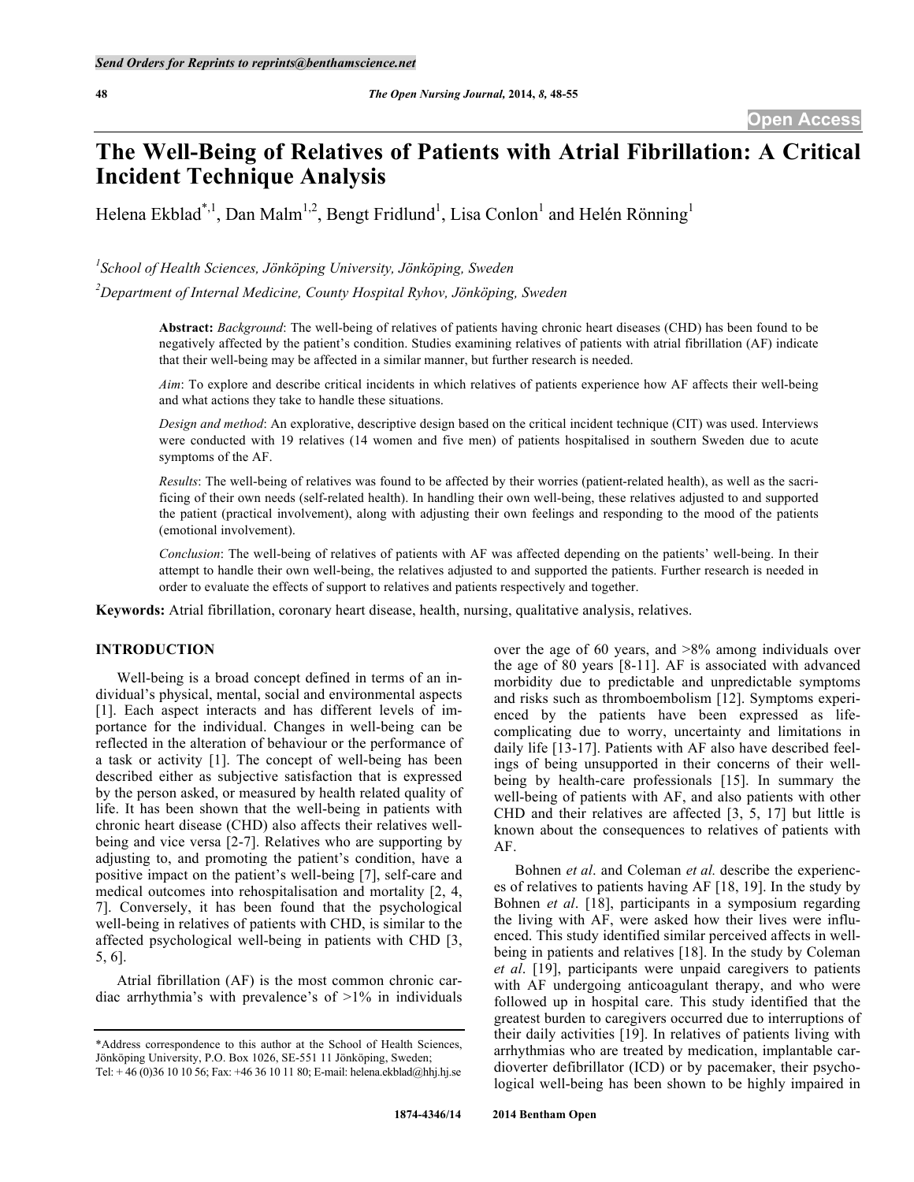Send Orders for Reprints to reprints@benthamscience.net

Open Access

# The Well-Being of Relatives of Patients with Atrial Fibrillation: A Critical Incident Technique Analysis

Helena Ekblad[*,1], Dan Malm[1,2], Bengt Fridlund[1], Lisa Conlon[1] and Helén Rönning[1]

[1]*School of Health Sciences, Jönköping University, Jönköping, Sweden*

[2]*Department of Internal Medicine, County Hospital Ryhov, Jönköping, Sweden*

**Abstract:** *Background*: The well-being of relatives of patients having chronic heart diseases (CHD) has been found to be negatively affected by the patient's condition. Studies examining relatives of patients with atrial fibrillation (AF) indicate that their well-being may be affected in a similar manner, but further research is needed.

*Aim*: To explore and describe critical incidents in which relatives of patients experience how AF affects their well-being and what actions they take to handle these situations.

*Design and method*: An explorative, descriptive design based on the critical incident technique (CIT) was used. Interviews were conducted with 19 relatives (14 women and five men) of patients hospitalised in southern Sweden due to acute symptoms of the AF.

*Results*: The well-being of relatives was found to be affected by their worries (patient-related health), as well as the sacrificing of their own needs (self-related health). In handling their own well-being, these relatives adjusted to and supported the patient (practical involvement), along with adjusting their own feelings and responding to the mood of the patients (emotional involvement).

*Conclusion*: The well-being of relatives of patients with AF was affected depending on the patients' well-being. In their attempt to handle their own well-being, the relatives adjusted to and supported the patients. Further research is needed in order to evaluate the effects of support to relatives and patients respectively and together.

**Keywords:** Atrial fibrillation, coronary heart disease, health, nursing, qualitative analysis, relatives.

## INTRODUCTION

Well-being is a broad concept defined in terms of an individual's physical, mental, social and environmental aspects [1]. Each aspect interacts and has different levels of importance for the individual. Changes in well-being can be reflected in the alteration of behaviour or the performance of a task or activity [1]. The concept of well-being has been described either as subjective satisfaction that is expressed by the person asked, or measured by health related quality of life. It has been shown that the well-being in patients with chronic heart disease (CHD) also affects their relatives well-being and vice versa [2-7]. Relatives who are supporting by adjusting to, and promoting the patient's condition, have a positive impact on the patient's well-being [7], self-care and medical outcomes into rehospitalisation and mortality [2, 4, 7]. Conversely, it has been found that the psychological well-being in relatives of patients with CHD, is similar to the affected psychological well-being in patients with CHD [3, 5, 6].

Atrial fibrillation (AF) is the most common chronic cardiac arrhythmia's with prevalence's of >1% in individuals over the age of 60 years, and >8% among individuals over the age of 80 years [8-11]. AF is associated with advanced morbidity due to predictable and unpredictable symptoms and risks such as thromboembolism [12]. Symptoms experienced by the patients have been expressed as life-complicating due to worry, uncertainty and limitations in daily life [13-17]. Patients with AF also have described feelings of being unsupported in their concerns of their well-being by health-care professionals [15]. In summary the well-being of patients with AF, and also patients with other CHD and their relatives are affected [3, 5, 17] but little is known about the consequences to relatives of patients with AF.

Bohnen *et al*. and Coleman *et al.* describe the experiences of relatives to patients having AF [18, 19]. In the study by Bohnen *et al*. [18], participants in a symposium regarding the living with AF, were asked how their lives were influenced. This study identified similar perceived affects in well-being in patients and relatives [18]. In the study by Coleman *et al*. [19], participants were unpaid caregivers to patients with AF undergoing anticoagulant therapy, and who were followed up in hospital care. This study identified that the greatest burden to caregivers occurred due to interruptions of their daily activities [19]. In relatives of patients living with arrhythmias who are treated by medication, implantable cardioverter defibrillator (ICD) or by pacemaker, their psychological well-being has been shown to be highly impaired in

*Address correspondence to this author at the School of Health Sciences, Jönköping University, P.O. Box 1026, SE-551 11 Jönköping, Sweden; Tel: + 46 (0)36 10 10 56; Fax: +46 36 10 11 80; E-mail: helena.ekblad@hhj.hj.se

1874-4346/14 2014 Bentham Open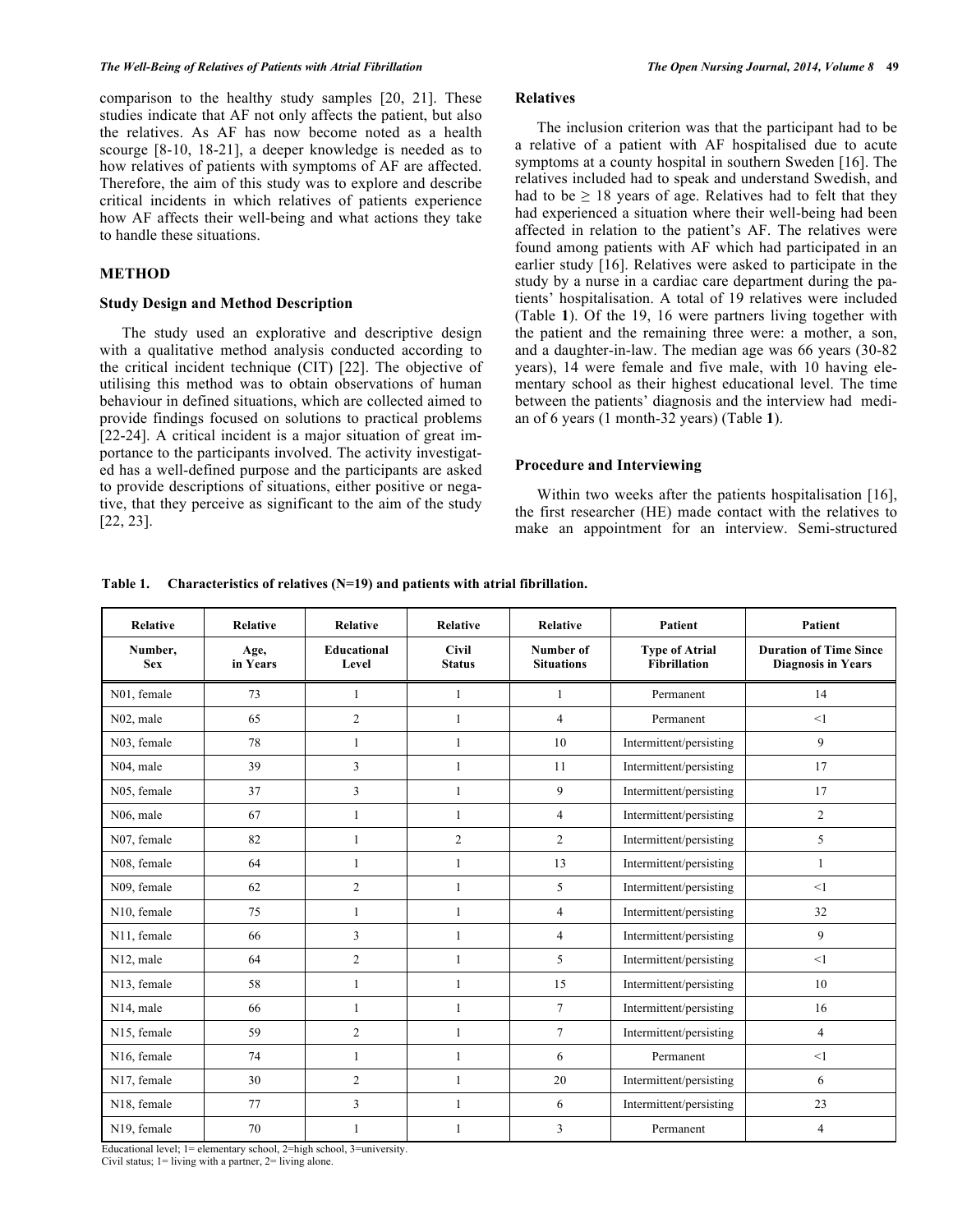comparison to the healthy study samples [20, 21]. These studies indicate that AF not only affects the patient, but also the relatives. As AF has now become noted as a health scourge [8-10, 18-21], a deeper knowledge is needed as to how relatives of patients with symptoms of AF are affected. Therefore, the aim of this study was to explore and describe critical incidents in which relatives of patients experience how AF affects their well-being and what actions they take to handle these situations.

## METHOD

### Study Design and Method Description

The study used an explorative and descriptive design with a qualitative method analysis conducted according to the critical incident technique (CIT) [22]. The objective of utilising this method was to obtain observations of human behaviour in defined situations, which are collected aimed to provide findings focused on solutions to practical problems [22-24]. A critical incident is a major situation of great importance to the participants involved. The activity investigated has a well-defined purpose and the participants are asked to provide descriptions of situations, either positive or negative, that they perceive as significant to the aim of the study [22, 23].

### Relatives

The inclusion criterion was that the participant had to be a relative of a patient with AF hospitalised due to acute symptoms at a county hospital in southern Sweden [16]. The relatives included had to speak and understand Swedish, and had to be ≥ 18 years of age. Relatives had to felt that they had experienced a situation where their well-being had been affected in relation to the patient's AF. The relatives were found among patients with AF which had participated in an earlier study [16]. Relatives were asked to participate in the study by a nurse in a cardiac care department during the patients' hospitalisation. A total of 19 relatives were included (Table **1**). Of the 19, 16 were partners living together with the patient and the remaining three were: a mother, a son, and a daughter-in-law. The median age was 66 years (30-82 years), 14 were female and five male, with 10 having elementary school as their highest educational level. The time between the patients' diagnosis and the interview had median of 6 years (1 month-32 years) (Table **1**).

### Procedure and Interviewing

Within two weeks after the patients hospitalisation [16], the first researcher (HE) made contact with the relatives to make an appointment for an interview. Semi-structured

**Table 1. Characteristics of relatives (N=19) and patients with atrial fibrillation.**

| Relative | Relative | Relative | Relative | Relative | Patient | Patient |
|---|---|---|---|---|---|---|
| **Number, Sex** | **Age, in Years** | **Educational Level** | **Civil Status** | **Number of Situations** | **Type of Atrial Fibrillation** | **Duration of Time Since Diagnosis in Years** |
| N01, female | 73 | 1 | 1 | 1 | Permanent | 14 |
| N02, male | 65 | 2 | 1 | 4 | Permanent | <1 |
| N03, female | 78 | 1 | 1 | 10 | Intermittent/persisting | 9 |
| N04, male | 39 | 3 | 1 | 11 | Intermittent/persisting | 17 |
| N05, female | 37 | 3 | 1 | 9 | Intermittent/persisting | 17 |
| N06, male | 67 | 1 | 1 | 4 | Intermittent/persisting | 2 |
| N07, female | 82 | 1 | 2 | 2 | Intermittent/persisting | 5 |
| N08, female | 64 | 1 | 1 | 13 | Intermittent/persisting | 1 |
| N09, female | 62 | 2 | 1 | 5 | Intermittent/persisting | <1 |
| N10, female | 75 | 1 | 1 | 4 | Intermittent/persisting | 32 |
| N11, female | 66 | 3 | 1 | 4 | Intermittent/persisting | 9 |
| N12, male | 64 | 2 | 1 | 5 | Intermittent/persisting | <1 |
| N13, female | 58 | 1 | 1 | 15 | Intermittent/persisting | 10 |
| N14, male | 66 | 1 | 1 | 7 | Intermittent/persisting | 16 |
| N15, female | 59 | 2 | 1 | 7 | Intermittent/persisting | 4 |
| N16, female | 74 | 1 | 1 | 6 | Permanent | <1 |
| N17, female | 30 | 2 | 1 | 20 | Intermittent/persisting | 6 |
| N18, female | 77 | 3 | 1 | 6 | Intermittent/persisting | 23 |
| N19, female | 70 | 1 | 1 | 3 | Permanent | 4 |

Educational level; 1= elementary school, 2=high school, 3=university.
Civil status; 1= living with a partner, 2= living alone.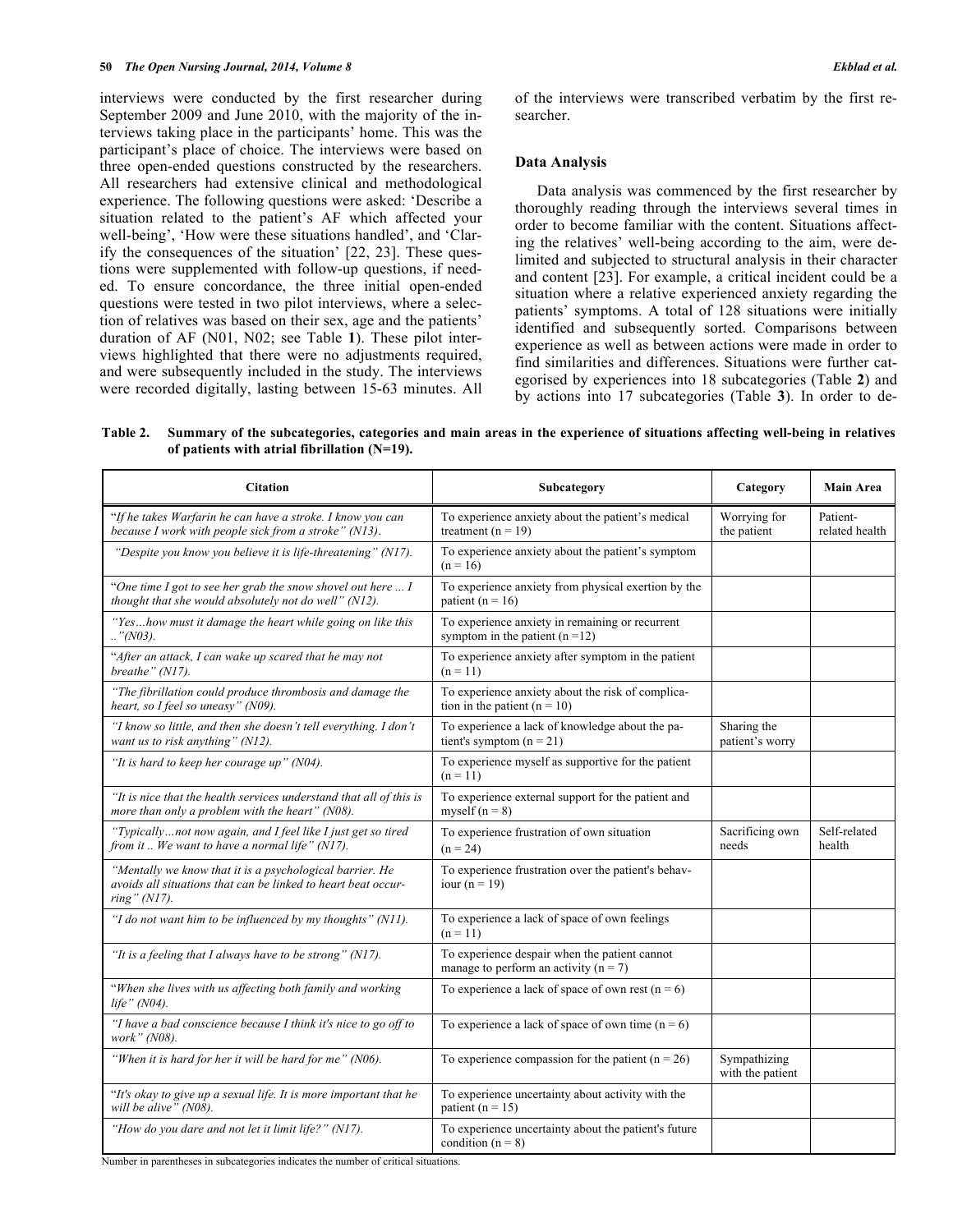interviews were conducted by the first researcher during September 2009 and June 2010, with the majority of the interviews taking place in the participants' home. This was the participant's place of choice. The interviews were based on three open-ended questions constructed by the researchers. All researchers had extensive clinical and methodological experience. The following questions were asked: 'Describe a situation related to the patient's AF which affected your well-being', 'How were these situations handled', and 'Clarify the consequences of the situation' [22, 23]. These questions were supplemented with follow-up questions, if needed. To ensure concordance, the three initial open-ended questions were tested in two pilot interviews, where a selection of relatives was based on their sex, age and the patients' duration of AF (N01, N02; see Table **1**). These pilot interviews highlighted that there were no adjustments required, and were subsequently included in the study. The interviews were recorded digitally, lasting between 15-63 minutes. All of the interviews were transcribed verbatim by the first researcher.

### Data Analysis

Data analysis was commenced by the first researcher by thoroughly reading through the interviews several times in order to become familiar with the content. Situations affecting the relatives' well-being according to the aim, were delimited and subjected to structural analysis in their character and content [23]. For example, a critical incident could be a situation where a relative experienced anxiety regarding the patients' symptoms. A total of 128 situations were initially identified and subsequently sorted. Comparisons between experience as well as between actions were made in order to find similarities and differences. Situations were further categorised by experiences into 18 subcategories (Table **2**) and by actions into 17 subcategories (Table **3**). In order to de-

**Table 2. Summary of the subcategories, categories and main areas in the experience of situations affecting well-being in relatives of patients with atrial fibrillation (N=19).**

| Citation | Subcategory | Category | Main Area |
|---|---|---|---|
| *"If he takes Warfarin he can have a stroke. I know you can because I work with people sick from a stroke" (N13).* | To experience anxiety about the patient's medical treatment (n = 19) | Worrying for the patient | Patient-related health |
| *"Despite you know you believe it is life-threatening" (N17).* | To experience anxiety about the patient's symptom (n = 16) | | |
| *"One time I got to see her grab the snow shovel out here ... I thought that she would absolutely not do well" (N12).* | To experience anxiety from physical exertion by the patient (n = 16) | | |
| *"Yes…how must it damage the heart while going on like this .."(N03).* | To experience anxiety in remaining or recurrent symptom in the patient (n =12) | | |
| *"After an attack, I can wake up scared that he may not breathe" (N17).* | To experience anxiety after symptom in the patient (n = 11) | | |
| *"The fibrillation could produce thrombosis and damage the heart, so I feel so uneasy" (N09).* | To experience anxiety about the risk of complication in the patient (n = 10) | | |
| *"I know so little, and then she doesn't tell everything. I don't want us to risk anything" (N12).* | To experience a lack of knowledge about the patient's symptom (n = 21) | Sharing the patient's worry | |
| *"It is hard to keep her courage up" (N04).* | To experience myself as supportive for the patient (n = 11) | | |
| *"It is nice that the health services understand that all of this is more than only a problem with the heart" (N08).* | To experience external support for the patient and myself (n = 8) | | |
| *"Typically…not now again, and I feel like I just get so tired from it .. We want to have a normal life" (N17).* | To experience frustration of own situation (n = 24) | Sacrificing own needs | Self-related health |
| *"Mentally we know that it is a psychological barrier. He avoids all situations that can be linked to heart beat occurring" (N17).* | To experience frustration over the patient's behaviour (n = 19) | | |
| *"I do not want him to be influenced by my thoughts" (N11).* | To experience a lack of space of own feelings (n = 11) | | |
| *"It is a feeling that I always have to be strong" (N17).* | To experience despair when the patient cannot manage to perform an activity (n = 7) | | |
| *"When she lives with us affecting both family and working life" (N04).* | To experience a lack of space of own rest (n = 6) | | |
| *"I have a bad conscience because I think it's nice to go off to work" (N08).* | To experience a lack of space of own time (n = 6) | | |
| *"When it is hard for her it will be hard for me" (N06).* | To experience compassion for the patient (n = 26) | Sympathizing with the patient | |
| *"It's okay to give up a sexual life. It is more important that he will be alive" (N08).* | To experience uncertainty about activity with the patient (n = 15) | | |
| *"How do you dare and not let it limit life?" (N17).* | To experience uncertainty about the patient's future condition (n = 8) | | |

Number in parentheses in subcategories indicates the number of critical situations.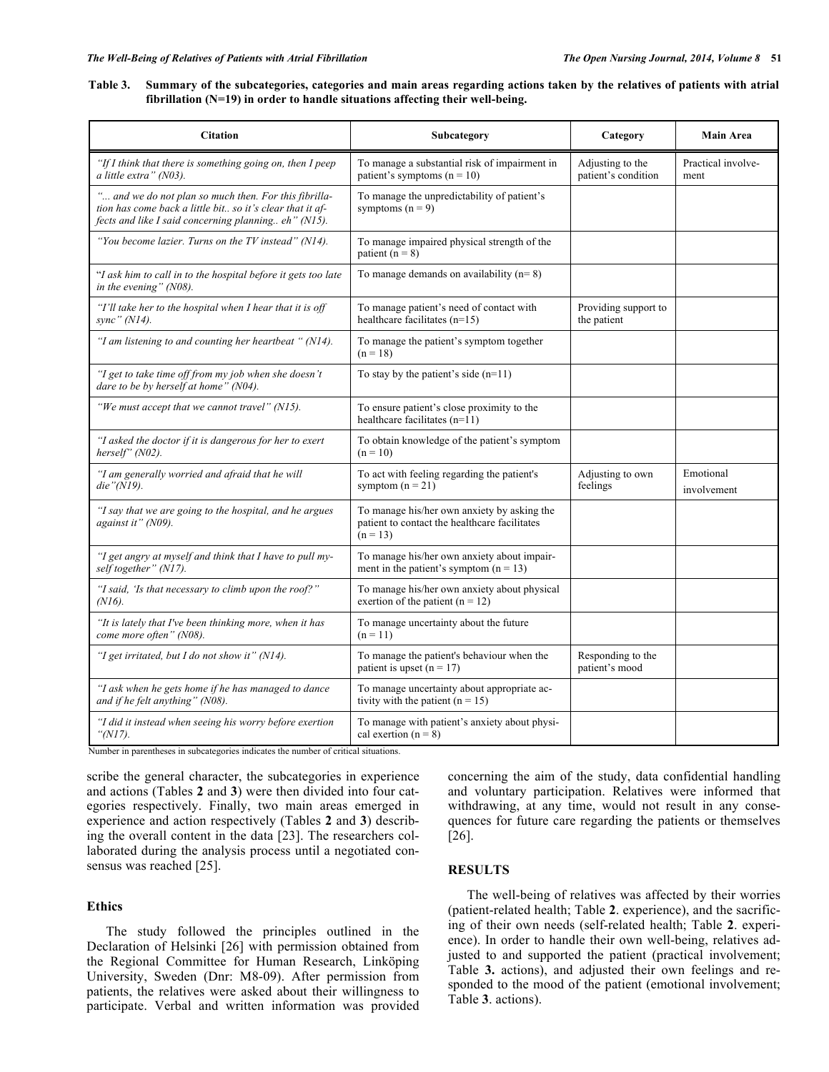**Table 3. Summary of the subcategories, categories and main areas regarding actions taken by the relatives of patients with atrial fibrillation (N=19) in order to handle situations affecting their well-being.**

| Citation | Subcategory | Category | Main Area |
|---|---|---|---|
| *"If I think that there is something going on, then I peep a little extra" (N03).* | To manage a substantial risk of impairment in patient's symptoms (n = 10) | Adjusting to the patient's condition | Practical involvement |
| *"... and we do not plan so much then. For this fibrillation has come back a little bit.. so it's clear that it affects and like I said concerning planning.. eh" (N15).* | To manage the unpredictability of patient's symptoms (n = 9) | | |
| *"You become lazier. Turns on the TV instead" (N14).* | To manage impaired physical strength of the patient (n = 8) | | |
| "*I ask him to call in to the hospital before it gets too late in the evening" (N08).* | To manage demands on availability (n= 8) | | |
| *"I'll take her to the hospital when I hear that it is off sync" (N14).* | To manage patient's need of contact with healthcare facilitates (n=15) | Providing support to the patient | |
| *"I am listening to and counting her heartbeat " (N14).* | To manage the patient's symptom together (n = 18) | | |
| *"I get to take time off from my job when she doesn't dare to be by herself at home" (N04).* | To stay by the patient's side (n=11) | | |
| *"We must accept that we cannot travel" (N15).* | To ensure patient's close proximity to the healthcare facilitates (n=11) | | |
| *"I asked the doctor if it is dangerous for her to exert herself" (N02).* | To obtain knowledge of the patient's symptom (n = 10) | | |
| *"I am generally worried and afraid that he will die"(N19).* | To act with feeling regarding the patient's symptom (n = 21) | Adjusting to own feelings | Emotional involvement |
| *"I say that we are going to the hospital, and he argues against it" (N09).* | To manage his/her own anxiety by asking the patient to contact the healthcare facilitates (n = 13) | | |
| *"I get angry at myself and think that I have to pull myself together" (N17).* | To manage his/her own anxiety about impairment in the patient's symptom (n = 13) | | |
| *"I said, 'Is that necessary to climb upon the roof?" (N16).* | To manage his/her own anxiety about physical exertion of the patient (n = 12) | | |
| *"It is lately that I've been thinking more, when it has come more often" (N08).* | To manage uncertainty about the future (n = 11) | | |
| *"I get irritated, but I do not show it" (N14).* | To manage the patient's behaviour when the patient is upset (n = 17) | Responding to the patient's mood | |
| *"I ask when he gets home if he has managed to dance and if he felt anything" (N08).* | To manage uncertainty about appropriate activity with the patient (n = 15) | | |
| *"I did it instead when seeing his worry before exertion "(N17).* | To manage with patient's anxiety about physical exertion (n = 8) | | |

Number in parentheses in subcategories indicates the number of critical situations.

scribe the general character, the subcategories in experience and actions (Tables **2** and **3**) were then divided into four categories respectively. Finally, two main areas emerged in experience and action respectively (Tables **2** and **3**) describing the overall content in the data [23]. The researchers collaborated during the analysis process until a negotiated consensus was reached [25].

### Ethics

The study followed the principles outlined in the Declaration of Helsinki [26] with permission obtained from the Regional Committee for Human Research, Linköping University, Sweden (Dnr: M8-09). After permission from patients, the relatives were asked about their willingness to participate. Verbal and written information was provided concerning the aim of the study, data confidential handling and voluntary participation. Relatives were informed that withdrawing, at any time, would not result in any consequences for future care regarding the patients or themselves [26].

## RESULTS

The well-being of relatives was affected by their worries (patient-related health; Table **2**. experience), and the sacrificing of their own needs (self-related health; Table **2**. experience). In order to handle their own well-being, relatives adjusted to and supported the patient (practical involvement; Table **3.** actions), and adjusted their own feelings and responded to the mood of the patient (emotional involvement; Table **3**. actions).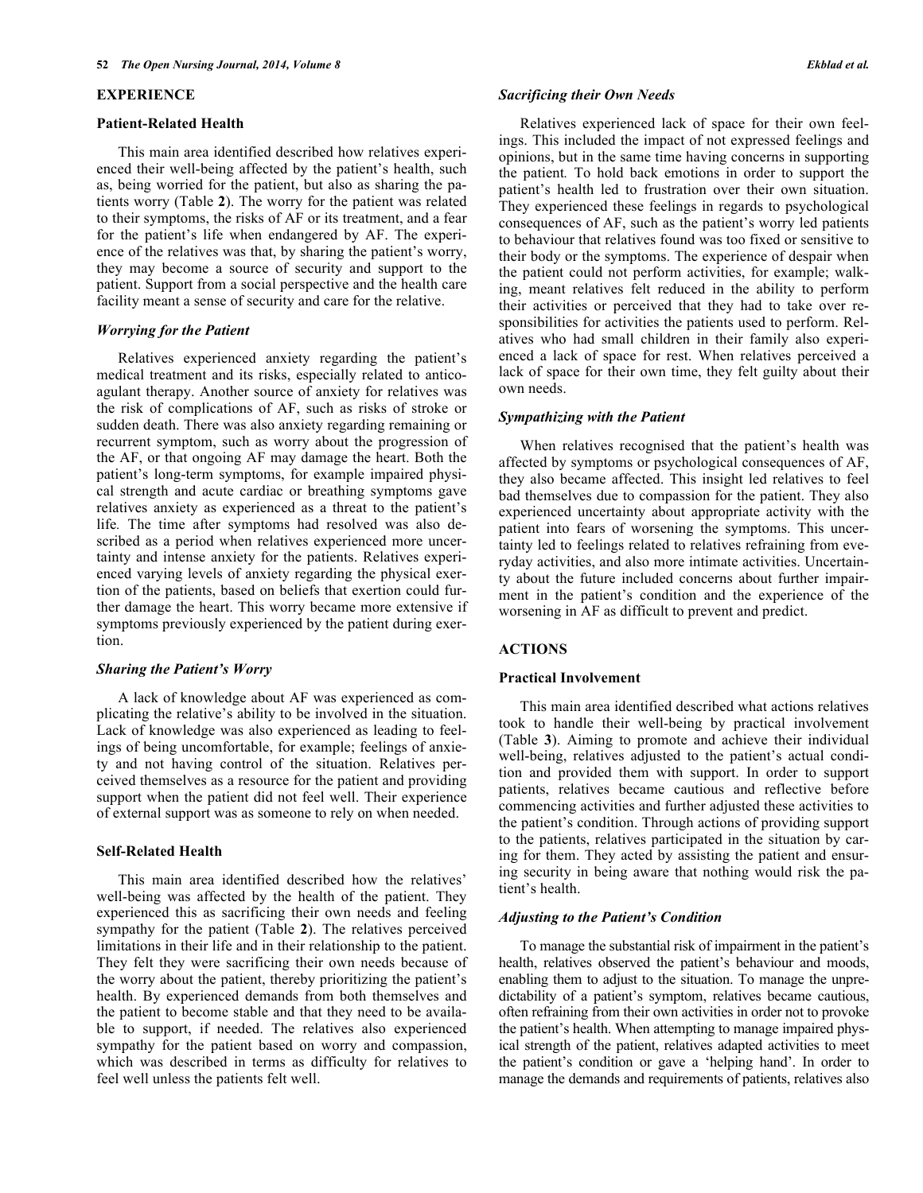## EXPERIENCE

### Patient-Related Health

This main area identified described how relatives experienced their well-being affected by the patient's health, such as, being worried for the patient, but also as sharing the patients worry (Table **2**). The worry for the patient was related to their symptoms, the risks of AF or its treatment, and a fear for the patient's life when endangered by AF. The experience of the relatives was that, by sharing the patient's worry, they may become a source of security and support to the patient. Support from a social perspective and the health care facility meant a sense of security and care for the relative.

#### *Worrying for the Patient*

Relatives experienced anxiety regarding the patient's medical treatment and its risks, especially related to anticoagulant therapy. Another source of anxiety for relatives was the risk of complications of AF, such as risks of stroke or sudden death. There was also anxiety regarding remaining or recurrent symptom, such as worry about the progression of the AF, or that ongoing AF may damage the heart. Both the patient's long-term symptoms, for example impaired physical strength and acute cardiac or breathing symptoms gave relatives anxiety as experienced as a threat to the patient's life. The time after symptoms had resolved was also described as a period when relatives experienced more uncertainty and intense anxiety for the patients. Relatives experienced varying levels of anxiety regarding the physical exertion of the patients, based on beliefs that exertion could further damage the heart. This worry became more extensive if symptoms previously experienced by the patient during exertion.

#### *Sharing the Patient's Worry*

A lack of knowledge about AF was experienced as complicating the relative's ability to be involved in the situation. Lack of knowledge was also experienced as leading to feelings of being uncomfortable, for example; feelings of anxiety and not having control of the situation. Relatives perceived themselves as a resource for the patient and providing support when the patient did not feel well. Their experience of external support was as someone to rely on when needed.

### Self-Related Health

This main area identified described how the relatives' well-being was affected by the health of the patient. They experienced this as sacrificing their own needs and feeling sympathy for the patient (Table **2**). The relatives perceived limitations in their life and in their relationship to the patient. They felt they were sacrificing their own needs because of the worry about the patient, thereby prioritizing the patient's health. By experienced demands from both themselves and the patient to become stable and that they need to be available to support, if needed. The relatives also experienced sympathy for the patient based on worry and compassion, which was described in terms as difficulty for relatives to feel well unless the patients felt well.

#### *Sacrificing their Own Needs*

Relatives experienced lack of space for their own feelings. This included the impact of not expressed feelings and opinions, but in the same time having concerns in supporting the patient. To hold back emotions in order to support the patient's health led to frustration over their own situation. They experienced these feelings in regards to psychological consequences of AF, such as the patient's worry led patients to behaviour that relatives found was too fixed or sensitive to their body or the symptoms. The experience of despair when the patient could not perform activities, for example; walking, meant relatives felt reduced in the ability to perform their activities or perceived that they had to take over responsibilities for activities the patients used to perform. Relatives who had small children in their family also experienced a lack of space for rest. When relatives perceived a lack of space for their own time, they felt guilty about their own needs.

#### *Sympathizing with the Patient*

When relatives recognised that the patient's health was affected by symptoms or psychological consequences of AF, they also became affected. This insight led relatives to feel bad themselves due to compassion for the patient. They also experienced uncertainty about appropriate activity with the patient into fears of worsening the symptoms. This uncertainty led to feelings related to relatives refraining from everyday activities, and also more intimate activities. Uncertainty about the future included concerns about further impairment in the patient's condition and the experience of the worsening in AF as difficult to prevent and predict.

## ACTIONS

### Practical Involvement

This main area identified described what actions relatives took to handle their well-being by practical involvement (Table **3**). Aiming to promote and achieve their individual well-being, relatives adjusted to the patient's actual condition and provided them with support. In order to support patients, relatives became cautious and reflective before commencing activities and further adjusted these activities to the patient's condition. Through actions of providing support to the patients, relatives participated in the situation by caring for them. They acted by assisting the patient and ensuring security in being aware that nothing would risk the patient's health.

#### *Adjusting to the Patient's Condition*

To manage the substantial risk of impairment in the patient's health, relatives observed the patient's behaviour and moods, enabling them to adjust to the situation. To manage the unpredictability of a patient's symptom, relatives became cautious, often refraining from their own activities in order not to provoke the patient's health. When attempting to manage impaired physical strength of the patient, relatives adapted activities to meet the patient's condition or gave a 'helping hand'. In order to manage the demands and requirements of patients, relatives also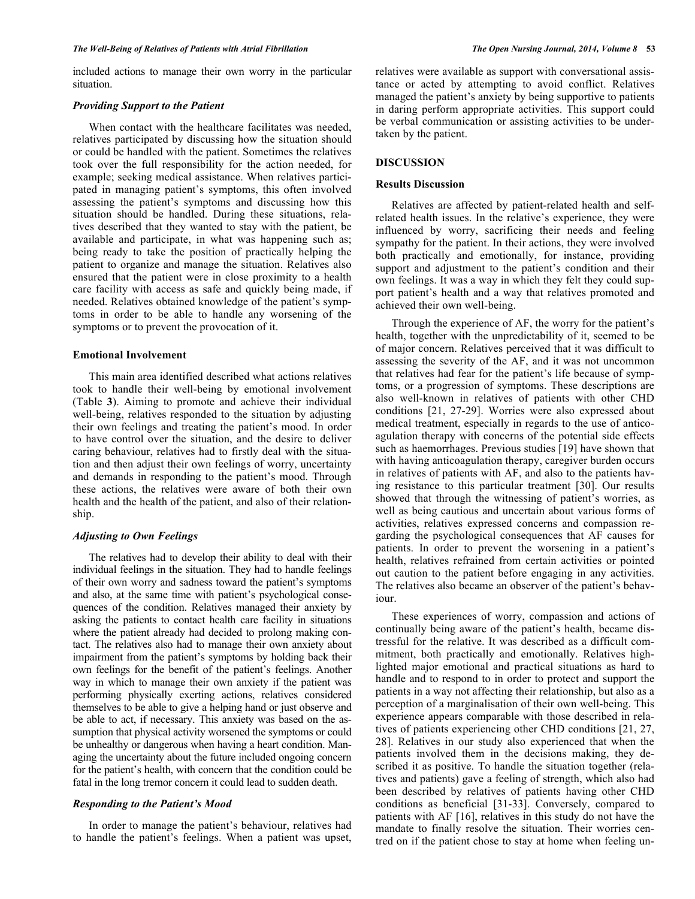included actions to manage their own worry in the particular situation.

### *Providing Support to the Patient*

When contact with the healthcare facilitates was needed, relatives participated by discussing how the situation should or could be handled with the patient. Sometimes the relatives took over the full responsibility for the action needed, for example; seeking medical assistance. When relatives participated in managing patient's symptoms, this often involved assessing the patient's symptoms and discussing how this situation should be handled. During these situations, relatives described that they wanted to stay with the patient, be available and participate, in what was happening such as; being ready to take the position of practically helping the patient to organize and manage the situation. Relatives also ensured that the patient were in close proximity to a health care facility with access as safe and quickly being made, if needed. Relatives obtained knowledge of the patient's symptoms in order to be able to handle any worsening of the symptoms or to prevent the provocation of it.

### Emotional Involvement

This main area identified described what actions relatives took to handle their well-being by emotional involvement (Table **3**). Aiming to promote and achieve their individual well-being, relatives responded to the situation by adjusting their own feelings and treating the patient's mood. In order to have control over the situation, and the desire to deliver caring behaviour, relatives had to firstly deal with the situation and then adjust their own feelings of worry, uncertainty and demands in responding to the patient's mood. Through these actions, the relatives were aware of both their own health and the health of the patient, and also of their relationship.

### *Adjusting to Own Feelings*

The relatives had to develop their ability to deal with their individual feelings in the situation. They had to handle feelings of their own worry and sadness toward the patient's symptoms and also, at the same time with patient's psychological consequences of the condition. Relatives managed their anxiety by asking the patients to contact health care facility in situations where the patient already had decided to prolong making contact. The relatives also had to manage their own anxiety about impairment from the patient's symptoms by holding back their own feelings for the benefit of the patient's feelings. Another way in which to manage their own anxiety if the patient was performing physically exerting actions, relatives considered themselves to be able to give a helping hand or just observe and be able to act, if necessary. This anxiety was based on the assumption that physical activity worsened the symptoms or could be unhealthy or dangerous when having a heart condition. Managing the uncertainty about the future included ongoing concern for the patient's health, with concern that the condition could be fatal in the long tremor concern it could lead to sudden death.

### *Responding to the Patient's Mood*

In order to manage the patient's behaviour, relatives had to handle the patient's feelings. When a patient was upset, relatives were available as support with conversational assistance or acted by attempting to avoid conflict. Relatives managed the patient's anxiety by being supportive to patients in daring perform appropriate activities. This support could be verbal communication or assisting activities to be undertaken by the patient.

## DISCUSSION

### Results Discussion

Relatives are affected by patient-related health and self-related health issues. In the relative's experience, they were influenced by worry, sacrificing their needs and feeling sympathy for the patient. In their actions, they were involved both practically and emotionally, for instance, providing support and adjustment to the patient's condition and their own feelings. It was a way in which they felt they could support patient's health and a way that relatives promoted and achieved their own well-being.

Through the experience of AF, the worry for the patient's health, together with the unpredictability of it, seemed to be of major concern. Relatives perceived that it was difficult to assessing the severity of the AF, and it was not uncommon that relatives had fear for the patient's life because of symptoms, or a progression of symptoms. These descriptions are also well-known in relatives of patients with other CHD conditions [21, 27-29]. Worries were also expressed about medical treatment, especially in regards to the use of anticoagulation therapy with concerns of the potential side effects such as haemorrhages. Previous studies [19] have shown that with having anticoagulation therapy, caregiver burden occurs in relatives of patients with AF, and also to the patients having resistance to this particular treatment [30]. Our results showed that through the witnessing of patient's worries, as well as being cautious and uncertain about various forms of activities, relatives expressed concerns and compassion regarding the psychological consequences that AF causes for patients. In order to prevent the worsening in a patient's health, relatives refrained from certain activities or pointed out caution to the patient before engaging in any activities. The relatives also became an observer of the patient's behaviour.

These experiences of worry, compassion and actions of continually being aware of the patient's health, became distressful for the relative. It was described as a difficult commitment, both practically and emotionally. Relatives highlighted major emotional and practical situations as hard to handle and to respond to in order to protect and support the patients in a way not affecting their relationship, but also as a perception of a marginalisation of their own well-being. This experience appears comparable with those described in relatives of patients experiencing other CHD conditions [21, 27, 28]. Relatives in our study also experienced that when the patients involved them in the decisions making, they described it as positive. To handle the situation together (relatives and patients) gave a feeling of strength, which also had been described by relatives of patients having other CHD conditions as beneficial [31-33]. Conversely, compared to patients with AF [16], relatives in this study do not have the mandate to finally resolve the situation. Their worries centred on if the patient chose to stay at home when feeling un-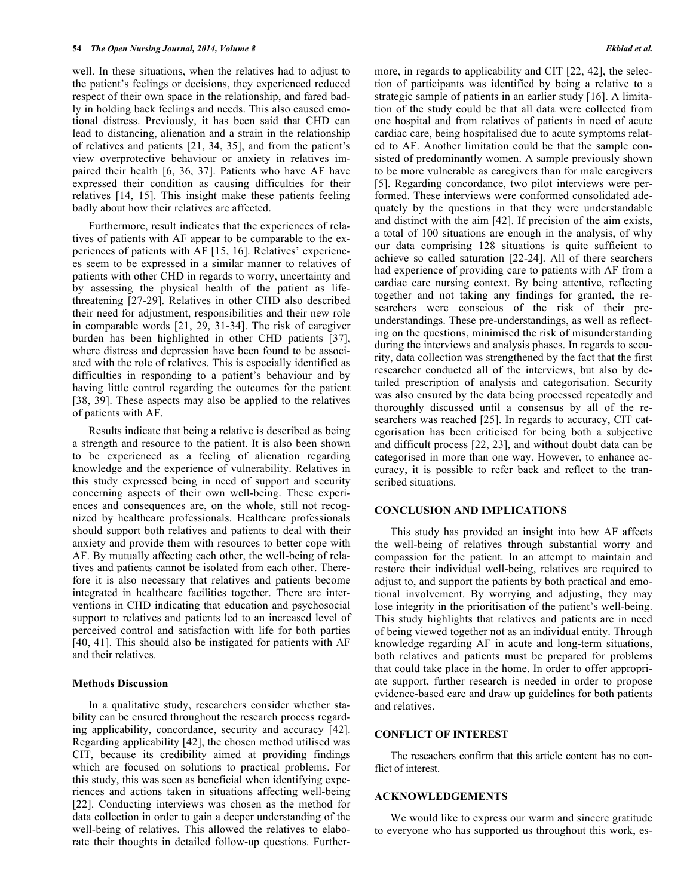well. In these situations, when the relatives had to adjust to the patient's feelings or decisions, they experienced reduced respect of their own space in the relationship, and fared badly in holding back feelings and needs. This also caused emotional distress. Previously, it has been said that CHD can lead to distancing, alienation and a strain in the relationship of relatives and patients [21, 34, 35], and from the patient's view overprotective behaviour or anxiety in relatives impaired their health [6, 36, 37]. Patients who have AF have expressed their condition as causing difficulties for their relatives [14, 15]. This insight make these patients feeling badly about how their relatives are affected.

Furthermore, result indicates that the experiences of relatives of patients with AF appear to be comparable to the experiences of patients with AF [15, 16]. Relatives' experiences seem to be expressed in a similar manner to relatives of patients with other CHD in regards to worry, uncertainty and by assessing the physical health of the patient as life-threatening [27-29]. Relatives in other CHD also described their need for adjustment, responsibilities and their new role in comparable words [21, 29, 31-34]. The risk of caregiver burden has been highlighted in other CHD patients [37], where distress and depression have been found to be associated with the role of relatives. This is especially identified as difficulties in responding to a patient's behaviour and by having little control regarding the outcomes for the patient [38, 39]. These aspects may also be applied to the relatives of patients with AF.

Results indicate that being a relative is described as being a strength and resource to the patient. It is also been shown to be experienced as a feeling of alienation regarding knowledge and the experience of vulnerability. Relatives in this study expressed being in need of support and security concerning aspects of their own well-being. These experiences and consequences are, on the whole, still not recognized by healthcare professionals. Healthcare professionals should support both relatives and patients to deal with their anxiety and provide them with resources to better cope with AF. By mutually affecting each other, the well-being of relatives and patients cannot be isolated from each other. Therefore it is also necessary that relatives and patients become integrated in healthcare facilities together. There are interventions in CHD indicating that education and psychosocial support to relatives and patients led to an increased level of perceived control and satisfaction with life for both parties [40, 41]. This should also be instigated for patients with AF and their relatives.

### Methods Discussion

In a qualitative study, researchers consider whether stability can be ensured throughout the research process regarding applicability, concordance, security and accuracy [42]. Regarding applicability [42], the chosen method utilised was CIT, because its credibility aimed at providing findings which are focused on solutions to practical problems. For this study, this was seen as beneficial when identifying experiences and actions taken in situations affecting well-being [22]. Conducting interviews was chosen as the method for data collection in order to gain a deeper understanding of the well-being of relatives. This allowed the relatives to elaborate their thoughts in detailed follow-up questions. Furthermore, in regards to applicability and CIT [22, 42], the selection of participants was identified by being a relative to a strategic sample of patients in an earlier study [16]. A limitation of the study could be that all data were collected from one hospital and from relatives of patients in need of acute cardiac care, being hospitalised due to acute symptoms related to AF. Another limitation could be that the sample consisted of predominantly women. A sample previously shown to be more vulnerable as caregivers than for male caregivers [5]. Regarding concordance, two pilot interviews were performed. These interviews were conformed consolidated adequately by the questions in that they were understandable and distinct with the aim [42]. If precision of the aim exists, a total of 100 situations are enough in the analysis, of why our data comprising 128 situations is quite sufficient to achieve so called saturation [22-24]. All of there searchers had experience of providing care to patients with AF from a cardiac care nursing context. By being attentive, reflecting together and not taking any findings for granted, the researchers were conscious of the risk of their pre-understandings. These pre-understandings, as well as reflecting on the questions, minimised the risk of misunderstanding during the interviews and analysis phases. In regards to security, data collection was strengthened by the fact that the first researcher conducted all of the interviews, but also by detailed prescription of analysis and categorisation. Security was also ensured by the data being processed repeatedly and thoroughly discussed until a consensus by all of the researchers was reached [25]. In regards to accuracy, CIT categorisation has been criticised for being both a subjective and difficult process [22, 23], and without doubt data can be categorised in more than one way. However, to enhance accuracy, it is possible to refer back and reflect to the transcribed situations.

## CONCLUSION AND IMPLICATIONS

This study has provided an insight into how AF affects the well-being of relatives through substantial worry and compassion for the patient. In an attempt to maintain and restore their individual well-being, relatives are required to adjust to, and support the patients by both practical and emotional involvement. By worrying and adjusting, they may lose integrity in the prioritisation of the patient's well-being. This study highlights that relatives and patients are in need of being viewed together not as an individual entity. Through knowledge regarding AF in acute and long-term situations, both relatives and patients must be prepared for problems that could take place in the home. In order to offer appropriate support, further research is needed in order to propose evidence-based care and draw up guidelines for both patients and relatives.

## CONFLICT OF INTEREST

The reseachers confirm that this article content has no conflict of interest.

## ACKNOWLEDGEMENTS

We would like to express our warm and sincere gratitude to everyone who has supported us throughout this work, es-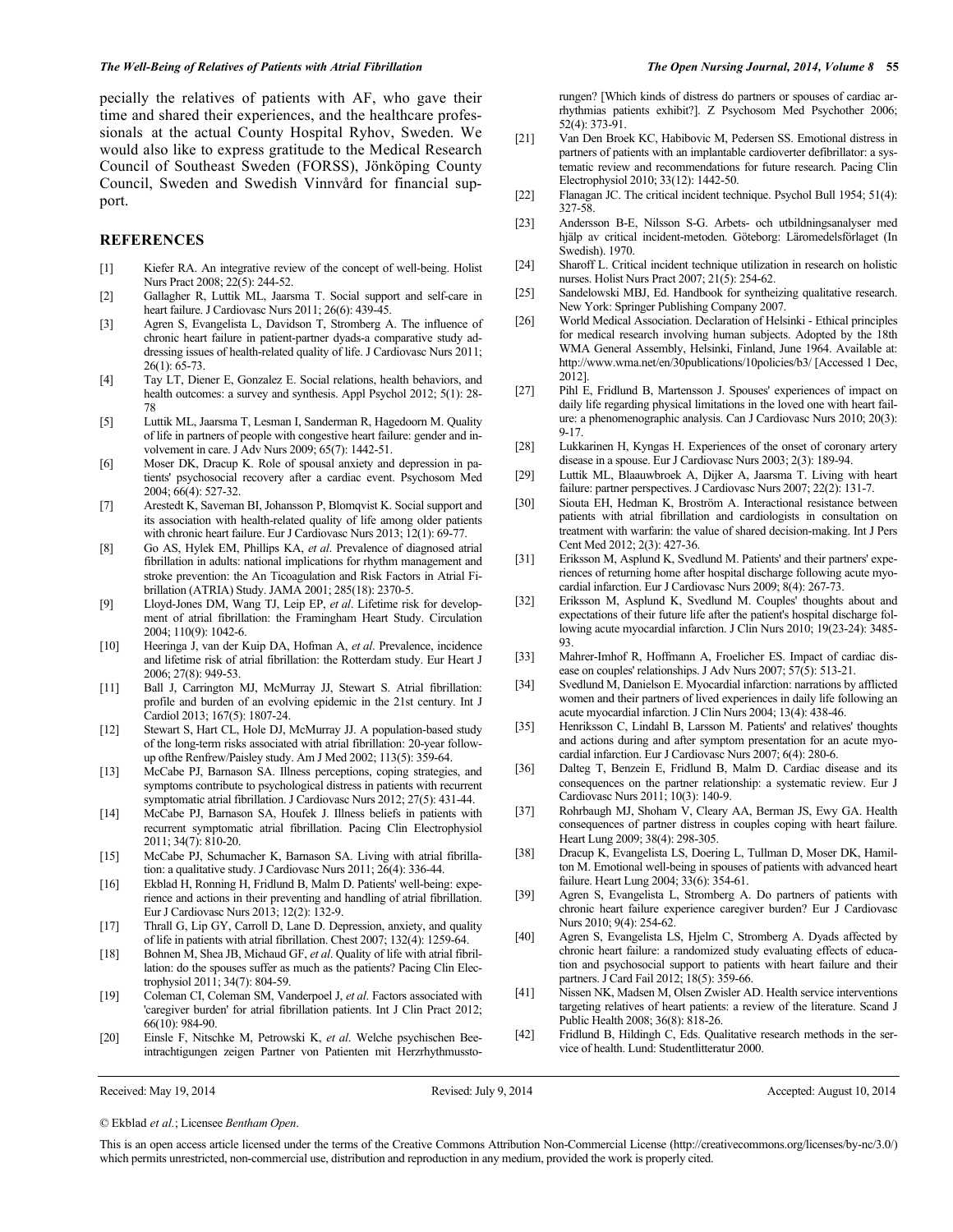pecially the relatives of patients with AF, who gave their time and shared their experiences, and the healthcare professionals at the actual County Hospital Ryhov, Sweden. We would also like to express gratitude to the Medical Research Council of Southeast Sweden (FORSS), Jönköping County Council, Sweden and Swedish Vinnvård for financial support.

## REFERENCES

[1] Kiefer RA. An integrative review of the concept of well-being. Holist Nurs Pract 2008; 22(5): 244-52.

[2] Gallagher R, Luttik ML, Jaarsma T. Social support and self-care in heart failure. J Cardiovasc Nurs 2011; 26(6): 439-45.

[3] Agren S, Evangelista L, Davidson T, Stromberg A. The influence of chronic heart failure in patient-partner dyads-a comparative study addressing issues of health-related quality of life. J Cardiovasc Nurs 2011; 26(1): 65-73.

[4] Tay LT, Diener E, Gonzalez E. Social relations, health behaviors, and health outcomes: a survey and synthesis. Appl Psychol 2012; 5(1): 28-78

[5] Luttik ML, Jaarsma T, Lesman I, Sanderman R, Hagedoorn M. Quality of life in partners of people with congestive heart failure: gender and involvement in care. J Adv Nurs 2009; 65(7): 1442-51.

[6] Moser DK, Dracup K. Role of spousal anxiety and depression in patients' psychosocial recovery after a cardiac event. Psychosom Med 2004; 66(4): 527-32.

[7] Arestedt K, Saveman BI, Johansson P, Blomqvist K. Social support and its association with health-related quality of life among older patients with chronic heart failure. Eur J Cardiovasc Nurs 2013; 12(1): 69-77.

[8] Go AS, Hylek EM, Phillips KA, *et al*. Prevalence of diagnosed atrial fibrillation in adults: national implications for rhythm management and stroke prevention: the An Ticoagulation and Risk Factors in Atrial Fibrillation (ATRIA) Study. JAMA 2001; 285(18): 2370-5.

[9] Lloyd-Jones DM, Wang TJ, Leip EP, *et al*. Lifetime risk for development of atrial fibrillation: the Framingham Heart Study. Circulation 2004; 110(9): 1042-6.

[10] Heeringa J, van der Kuip DA, Hofman A, *et al*. Prevalence, incidence and lifetime risk of atrial fibrillation: the Rotterdam study. Eur Heart J 2006; 27(8): 949-53.

[11] Ball J, Carrington MJ, McMurray JJ, Stewart S. Atrial fibrillation: profile and burden of an evolving epidemic in the 21st century. Int J Cardiol 2013; 167(5): 1807-24.

[12] Stewart S, Hart CL, Hole DJ, McMurray JJ. A population-based study of the long-term risks associated with atrial fibrillation: 20-year follow-up ofthe Renfrew/Paisley study. Am J Med 2002; 113(5): 359-64.

[13] McCabe PJ, Barnason SA. Illness perceptions, coping strategies, and symptoms contribute to psychological distress in patients with recurrent symptomatic atrial fibrillation. J Cardiovasc Nurs 2012; 27(5): 431-44.

[14] McCabe PJ, Barnason SA, Houfek J. Illness beliefs in patients with recurrent symptomatic atrial fibrillation. Pacing Clin Electrophysiol 2011; 34(7): 810-20.

[15] McCabe PJ, Schumacher K, Barnason SA. Living with atrial fibrillation: a qualitative study. J Cardiovasc Nurs 2011; 26(4): 336-44.

[16] Ekblad H, Ronning H, Fridlund B, Malm D. Patients' well-being: experience and actions in their preventing and handling of atrial fibrillation. Eur J Cardiovasc Nurs 2013; 12(2): 132-9.

[17] Thrall G, Lip GY, Carroll D, Lane D. Depression, anxiety, and quality of life in patients with atrial fibrillation. Chest 2007; 132(4): 1259-64.

[18] Bohnen M, Shea JB, Michaud GF, *et al*. Quality of life with atrial fibrillation: do the spouses suffer as much as the patients? Pacing Clin Electrophysiol 2011; 34(7): 804-59.

[19] Coleman CI, Coleman SM, Vanderpoel J, *et al*. Factors associated with 'caregiver burden' for atrial fibrillation patients. Int J Clin Pract 2012; 66(10): 984-90.

[20] Einsle F, Nitschke M, Petrowski K, *et al*. Welche psychischen Beeintrachtigungen zeigen Partner von Patienten mit Herzrhythmusstorungen? [Which kinds of distress do partners or spouses of cardiac arrhythmias patients exhibit?]. Z Psychosom Med Psychother 2006; 52(4): 373-91.

[21] Van Den Broek KC, Habibovic M, Pedersen SS. Emotional distress in partners of patients with an implantable cardioverter defibrillator: a systematic review and recommendations for future research. Pacing Clin Electrophysiol 2010; 33(12): 1442-50.

[22] Flanagan JC. The critical incident technique. Psychol Bull 1954; 51(4): 327-58.

[23] Andersson B-E, Nilsson S-G. Arbets- och utbildningsanalyser med hjälp av critical incident-metoden. Göteborg: Läromedelsförlaget (In Swedish). 1970.

[24] Sharoff L. Critical incident technique utilization in research on holistic nurses. Holist Nurs Pract 2007; 21(5): 254-62.

[25] Sandelowski MBJ, Ed. Handbook for syntheizing qualitative research. New York: Springer Publishing Company 2007.

[26] World Medical Association. Declaration of Helsinki - Ethical principles for medical research involving human subjects. Adopted by the 18th WMA General Assembly, Helsinki, Finland, June 1964. Available at: http://www.wma.net/en/30publications/10policies/b3/ [Accessed 1 Dec, 2012].

[27] Pihl E, Fridlund B, Martensson J. Spouses' experiences of impact on daily life regarding physical limitations in the loved one with heart failure: a phenomenographic analysis. Can J Cardiovasc Nurs 2010; 20(3): 9-17.

[28] Lukkarinen H, Kyngas H. Experiences of the onset of coronary artery disease in a spouse. Eur J Cardiovasc Nurs 2003; 2(3): 189-94.

[29] Luttik ML, Blaauwbroek A, Dijker A, Jaarsma T. Living with heart failure: partner perspectives. J Cardiovasc Nurs 2007; 22(2): 131-7.

[30] Siouta EH, Hedman K, Broström A. Interactional resistance between patients with atrial fibrillation and cardiologists in consultation on treatment with warfarin: the value of shared decision-making. Int J Pers Cent Med 2012; 2(3): 427-36.

[31] Eriksson M, Asplund K, Svedlund M. Patients' and their partners' experiences of returning home after hospital discharge following acute myocardial infarction. Eur J Cardiovasc Nurs 2009; 8(4): 267-73.

[32] Eriksson M, Asplund K, Svedlund M. Couples' thoughts about and expectations of their future life after the patient's hospital discharge following acute myocardial infarction. J Clin Nurs 2010; 19(23-24): 3485-93.

[33] Mahrer-Imhof R, Hoffmann A, Froelicher ES. Impact of cardiac disease on couples' relationships. J Adv Nurs 2007; 57(5): 513-21.

[34] Svedlund M, Danielson E. Myocardial infarction: narrations by afflicted women and their partners of lived experiences in daily life following an acute myocardial infarction. J Clin Nurs 2004; 13(4): 438-46.

[35] Henriksson C, Lindahl B, Larsson M. Patients' and relatives' thoughts and actions during and after symptom presentation for an acute myocardial infarction. Eur J Cardiovasc Nurs 2007; 6(4): 280-6.

[36] Dalteg T, Benzein E, Fridlund B, Malm D. Cardiac disease and its consequences on the partner relationship: a systematic review. Eur J Cardiovasc Nurs 2011; 10(3): 140-9.

[37] Rohrbaugh MJ, Shoham V, Cleary AA, Berman JS, Ewy GA. Health consequences of partner distress in couples coping with heart failure. Heart Lung 2009; 38(4): 298-305.

[38] Dracup K, Evangelista LS, Doering L, Tullman D, Moser DK, Hamilton M. Emotional well-being in spouses of patients with advanced heart failure. Heart Lung 2004; 33(6): 354-61.

[39] Agren S, Evangelista L, Stromberg A. Do partners of patients with chronic heart failure experience caregiver burden? Eur J Cardiovasc Nurs 2010; 9(4): 254-62.

[40] Agren S, Evangelista LS, Hjelm C, Stromberg A. Dyads affected by chronic heart failure: a randomized study evaluating effects of education and psychosocial support to patients with heart failure and their partners. J Card Fail 2012; 18(5): 359-66.

[41] Nissen NK, Madsen M, Olsen Zwisler AD. Health service interventions targeting relatives of heart patients: a review of the literature. Scand J Public Health 2008; 36(8): 818-26.

[42] Fridlund B, Hildingh C, Eds. Qualitative research methods in the service of health. Lund: Studentlitteratur 2000.

Received: May 19, 2014 Revised: July 9, 2014 Accepted: August 10, 2014

© Ekblad *et al.*; Licensee *Bentham Open*.

This is an open access article licensed under the terms of the Creative Commons Attribution Non-Commercial License (http://creativecommons.org/licenses/by-nc/3.0/) which permits unrestricted, non-commercial use, distribution and reproduction in any medium, provided the work is properly cited.